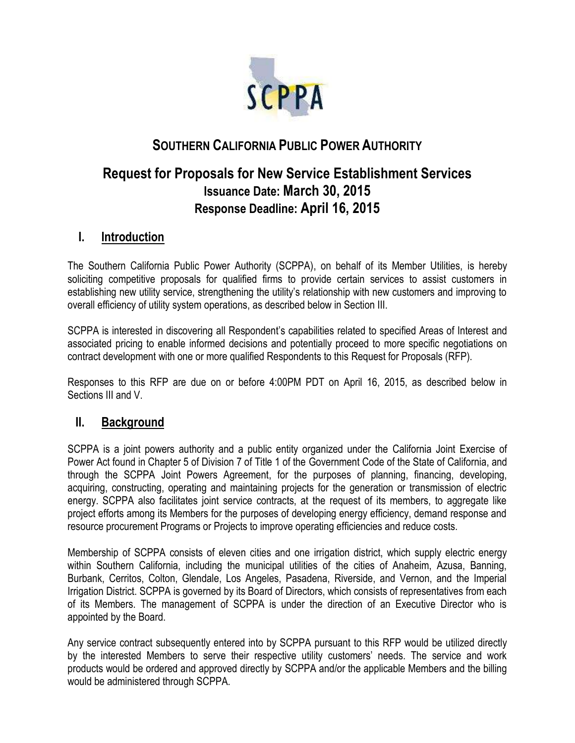# SOUTHERN CALIFORNIA PUBLIC POWER AUTHORITY

## Request for Proposals for New Service Establishment Services

**Issuance Date: March 30, 2015**

**Response Deadline: April 16, 2015**

## I. Introduction

The Southern California Public Power Authority (SCPPA), on behalf of its Member Utilities, is hereby soliciting competitive proposals for qualified firms to provide certain services to assist customers in establishing new utility service, strengthening the utility's relationship with new customers and improving to overall efficiency of utility system operations, as described below in Section III.

SCPPA is interested in discovering all Respondent's capabilities related to specified Areas of Interest and associated pricing to enable informed decisions and potentially proceed to more specific negotiations on contract development with one or more qualified Respondents to this Request for Proposals (RFP).

Responses to this RFP are due on or before 4:00PM PDT on April 16, 2015, as described below in Sections III and V.

## II. Background

SCPPA is a joint powers authority and a public entity organized under the California Joint Exercise of Power Act found in Chapter 5 of Division 7 of Title 1 of the Government Code of the State of California, and through the SCPPA Joint Powers Agreement, for the purposes of planning, financing, developing, acquiring, constructing, operating and maintaining projects for the generation or transmission of electric energy. SCPPA also facilitates joint service contracts, at the request of its members, to aggregate like project efforts among its Members for the purposes of developing energy efficiency, demand response and resource procurement Programs or Projects to improve operating efficiencies and reduce costs.

Membership of SCPPA consists of eleven cities and one irrigation district, which supply electric energy within Southern California, including the municipal utilities of the cities of Anaheim, Azusa, Banning, Burbank, Cerritos, Colton, Glendale, Los Angeles, Pasadena, Riverside, and Vernon, and the Imperial Irrigation District. SCPPA is governed by its Board of Directors, which consists of representatives from each of its Members. The management of SCPPA is under the direction of an Executive Director who is appointed by the Board.

Any service contract subsequently entered into by SCPPA pursuant to this RFP would be utilized directly by the interested Members to serve their respective utility customers' needs. The service and work products would be ordered and approved directly by SCPPA and/or the applicable Members and the billing would be administered through SCPPA.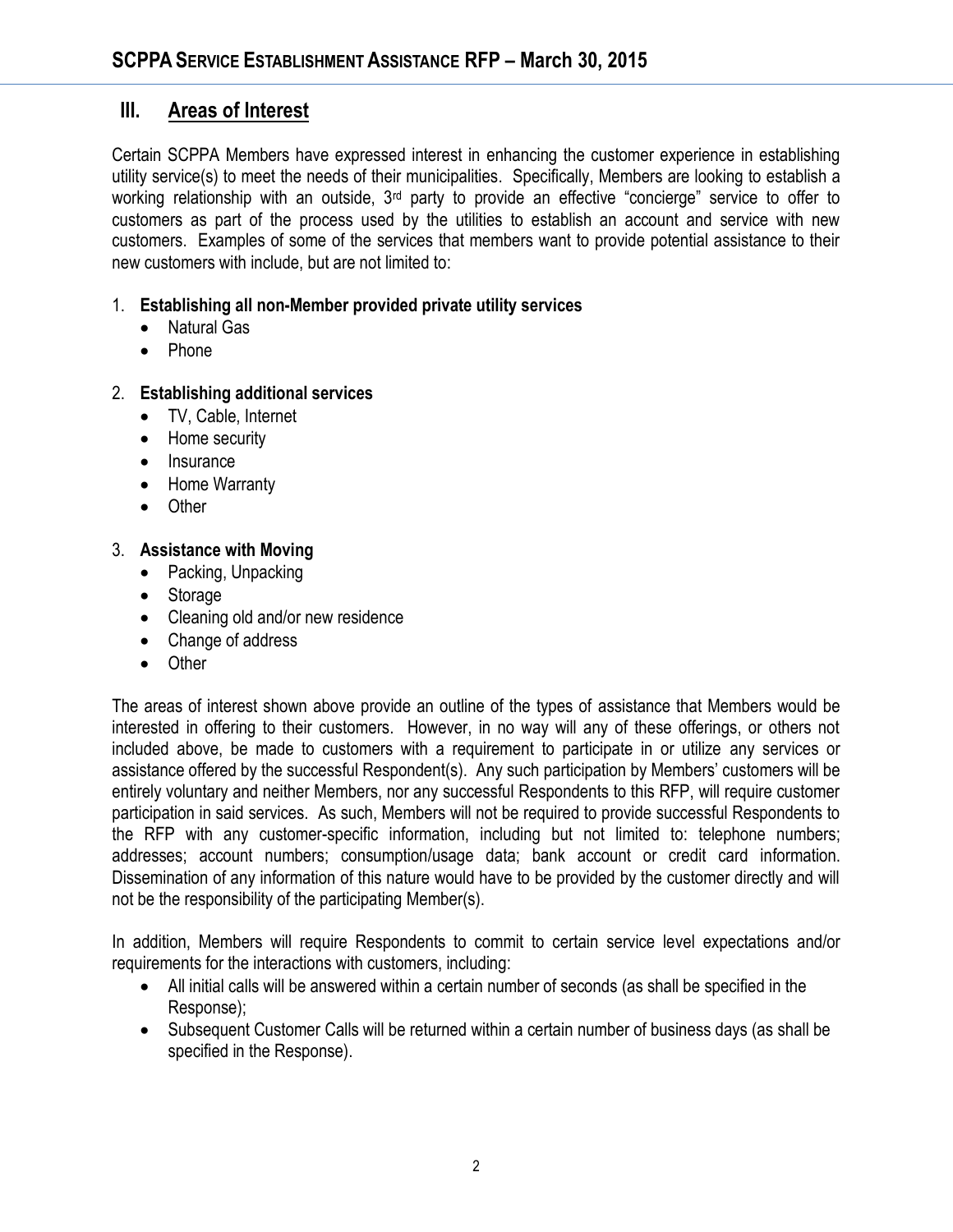## III. Areas of Interest

Certain SCPPA Members have expressed interest in enhancing the customer experience in establishing utility service(s) to meet the needs of their municipalities. Specifically, Members are looking to establish a working relationship with an outside, 3rd party to provide an effective "concierge" service to offer to customers as part of the process used by the utilities to establish an account and service with new customers. Examples of some of the services that members want to provide potential assistance to their new customers with include, but are not limited to:

1. **Establishing all non-Member provided private utility services**
   - Natural Gas
   - Phone
2. **Establishing additional services**
   - TV, Cable, Internet
   - Home security
   - Insurance
   - Home Warranty
   - Other
3. **Assistance with Moving**
   - Packing, Unpacking
   - Storage
   - Cleaning old and/or new residence
   - Change of address
   - Other

The areas of interest shown above provide an outline of the types of assistance that Members would be interested in offering to their customers. However, in no way will any of these offerings, or others not included above, be made to customers with a requirement to participate in or utilize any services or assistance offered by the successful Respondent(s). Any such participation by Members' customers will be entirely voluntary and neither Members, nor any successful Respondents to this RFP, will require customer participation in said services. As such, Members will not be required to provide successful Respondents to the RFP with any customer-specific information, including but not limited to: telephone numbers; addresses; account numbers; consumption/usage data; bank account or credit card information. Dissemination of any information of this nature would have to be provided by the customer directly and will not be the responsibility of the participating Member(s).

In addition, Members will require Respondents to commit to certain service level expectations and/or requirements for the interactions with customers, including:

- All initial calls will be answered within a certain number of seconds (as shall be specified in the Response);
- Subsequent Customer Calls will be returned within a certain number of business days (as shall be specified in the Response).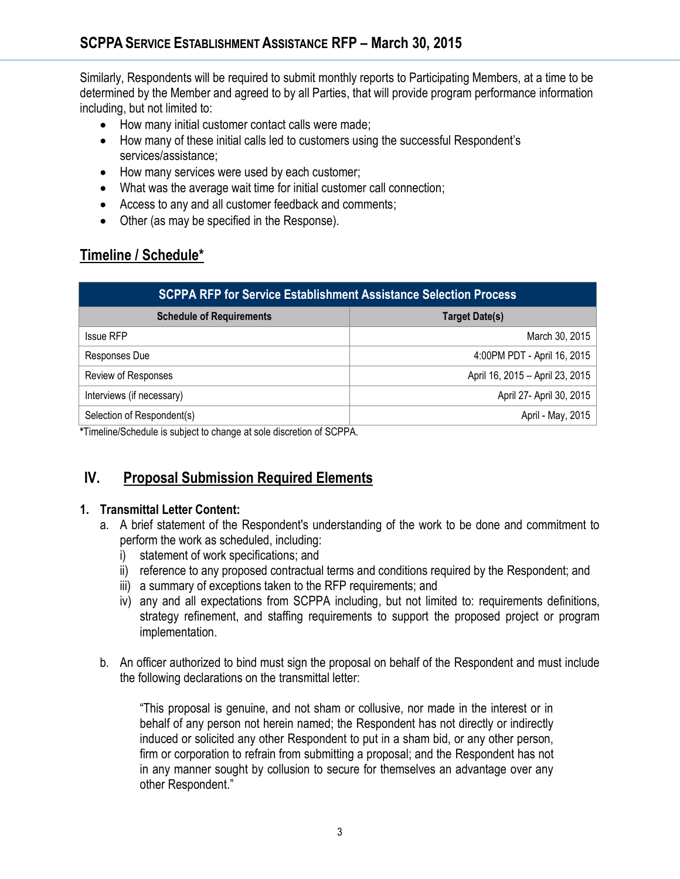Similarly, Respondents will be required to submit monthly reports to Participating Members, at a time to be determined by the Member and agreed to by all Parties, that will provide program performance information including, but not limited to:

- How many initial customer contact calls were made;
- How many of these initial calls led to customers using the successful Respondent's services/assistance;
- How many services were used by each customer;
- What was the average wait time for initial customer call connection;
- Access to any and all customer feedback and comments;
- Other (as may be specified in the Response).

## Timeline / Schedule*

| SCPPA RFP for Service Establishment Assistance Selection Process | |
|---|---|
| **Schedule of Requirements** | **Target Date(s)** |
| Issue RFP | March 30, 2015 |
| Responses Due | 4:00PM PDT - April 16, 2015 |
| Review of Responses | April 16, 2015 – April 23, 2015 |
| Interviews (if necessary) | April 27- April 30, 2015 |
| Selection of Respondent(s) | April - May, 2015 |

***Timeline/Schedule is subject to change at sole discretion of SCPPA.

## IV. Proposal Submission Required Elements

**1. Transmittal Letter Content:**

a. A brief statement of the Respondent's understanding of the work to be done and commitment to perform the work as scheduled, including:

   i) statement of work specifications; and

   ii) reference to any proposed contractual terms and conditions required by the Respondent; and

   iii) a summary of exceptions taken to the RFP requirements; and

   iv) any and all expectations from SCPPA including, but not limited to: requirements definitions, strategy refinement, and staffing requirements to support the proposed project or program implementation.

b. An officer authorized to bind must sign the proposal on behalf of the Respondent and must include the following declarations on the transmittal letter:

> "This proposal is genuine, and not sham or collusive, nor made in the interest or in behalf of any person not herein named; the Respondent has not directly or indirectly induced or solicited any other Respondent to put in a sham bid, or any other person, firm or corporation to refrain from submitting a proposal; and the Respondent has not in any manner sought by collusion to secure for themselves an advantage over any other Respondent."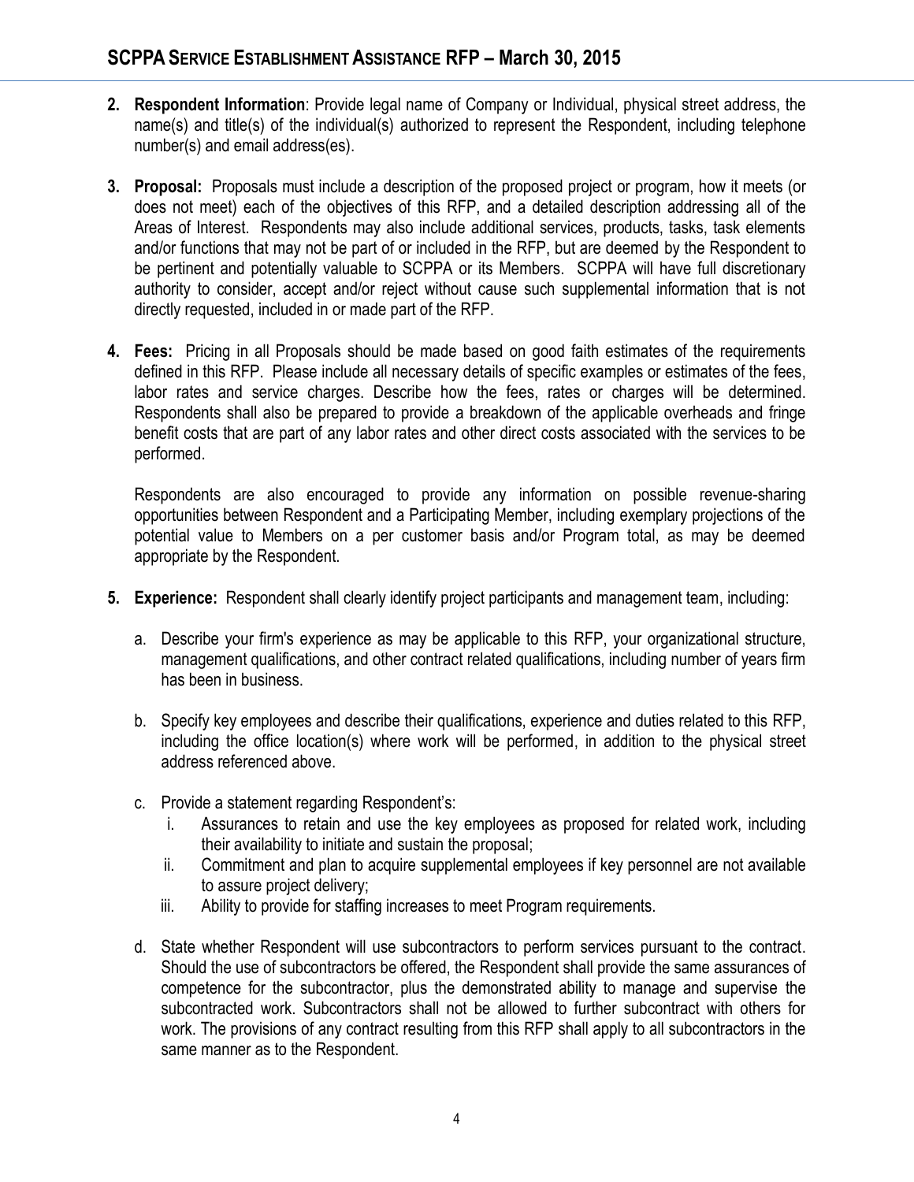2. **Respondent Information**: Provide legal name of Company or Individual, physical street address, the name(s) and title(s) of the individual(s) authorized to represent the Respondent, including telephone number(s) and email address(es).

3. **Proposal:** Proposals must include a description of the proposed project or program, how it meets (or does not meet) each of the objectives of this RFP, and a detailed description addressing all of the Areas of Interest. Respondents may also include additional services, products, tasks, task elements and/or functions that may not be part of or included in the RFP, but are deemed by the Respondent to be pertinent and potentially valuable to SCPPA or its Members. SCPPA will have full discretionary authority to consider, accept and/or reject without cause such supplemental information that is not directly requested, included in or made part of the RFP.

4. **Fees:** Pricing in all Proposals should be made based on good faith estimates of the requirements defined in this RFP. Please include all necessary details of specific examples or estimates of the fees, labor rates and service charges. Describe how the fees, rates or charges will be determined. Respondents shall also be prepared to provide a breakdown of the applicable overheads and fringe benefit costs that are part of any labor rates and other direct costs associated with the services to be performed.

   Respondents are also encouraged to provide any information on possible revenue-sharing opportunities between Respondent and a Participating Member, including exemplary projections of the potential value to Members on a per customer basis and/or Program total, as may be deemed appropriate by the Respondent.

5. **Experience:** Respondent shall clearly identify project participants and management team, including:

   a. Describe your firm's experience as may be applicable to this RFP, your organizational structure, management qualifications, and other contract related qualifications, including number of years firm has been in business.

   b. Specify key employees and describe their qualifications, experience and duties related to this RFP, including the office location(s) where work will be performed, in addition to the physical street address referenced above.

   c. Provide a statement regarding Respondent's:
      i. Assurances to retain and use the key employees as proposed for related work, including their availability to initiate and sustain the proposal;
      ii. Commitment and plan to acquire supplemental employees if key personnel are not available to assure project delivery;
      iii. Ability to provide for staffing increases to meet Program requirements.

   d. State whether Respondent will use subcontractors to perform services pursuant to the contract. Should the use of subcontractors be offered, the Respondent shall provide the same assurances of competence for the subcontractor, plus the demonstrated ability to manage and supervise the subcontracted work. Subcontractors shall not be allowed to further subcontract with others for work. The provisions of any contract resulting from this RFP shall apply to all subcontractors in the same manner as to the Respondent.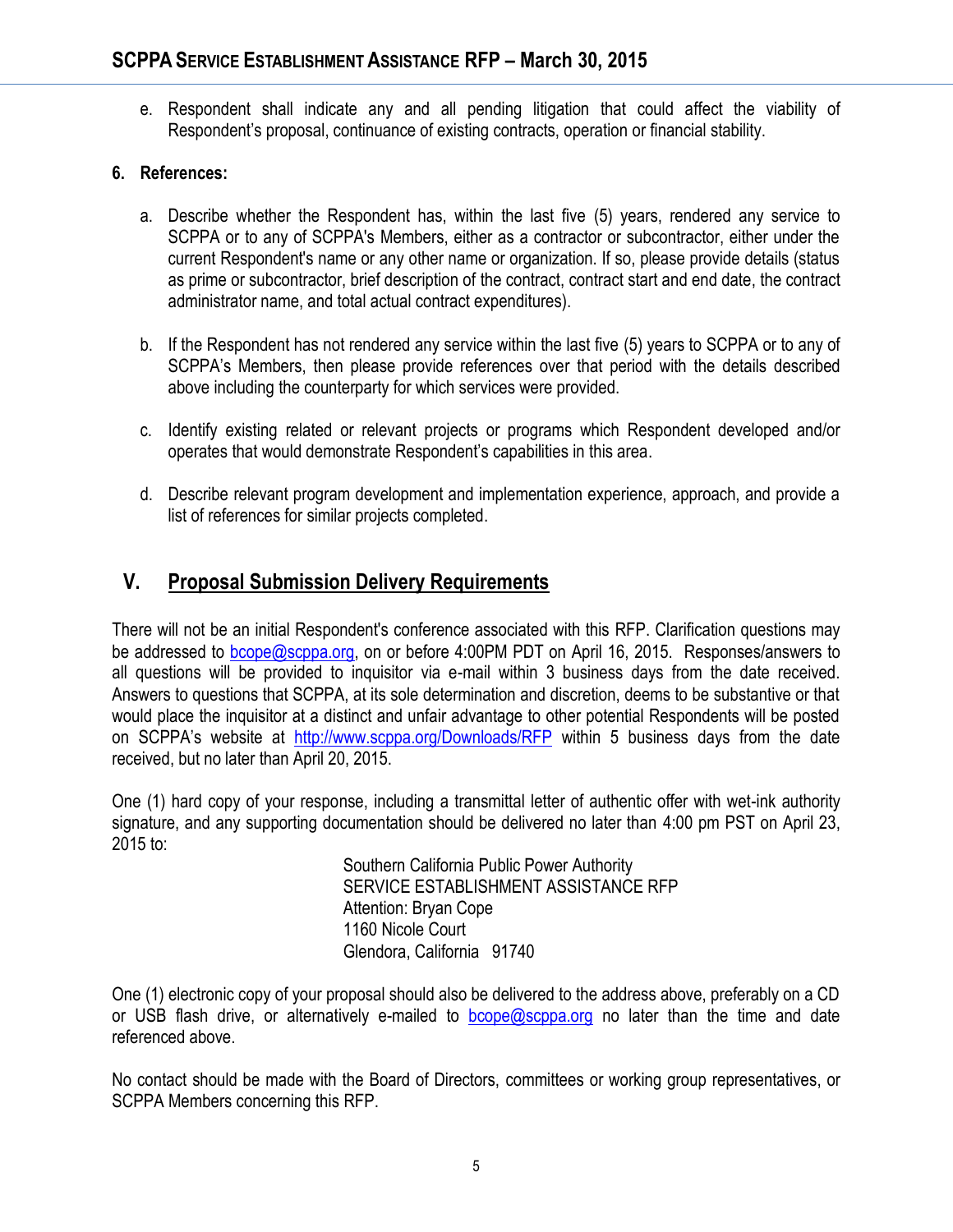e. Respondent shall indicate any and all pending litigation that could affect the viability of Respondent's proposal, continuance of existing contracts, operation or financial stability.

**6. References:**

a. Describe whether the Respondent has, within the last five (5) years, rendered any service to SCPPA or to any of SCPPA's Members, either as a contractor or subcontractor, either under the current Respondent's name or any other name or organization. If so, please provide details (status as prime or subcontractor, brief description of the contract, contract start and end date, the contract administrator name, and total actual contract expenditures).

b. If the Respondent has not rendered any service within the last five (5) years to SCPPA or to any of SCPPA's Members, then please provide references over that period with the details described above including the counterparty for which services were provided.

c. Identify existing related or relevant projects or programs which Respondent developed and/or operates that would demonstrate Respondent's capabilities in this area.

d. Describe relevant program development and implementation experience, approach, and provide a list of references for similar projects completed.

## V. Proposal Submission Delivery Requirements

There will not be an initial Respondent's conference associated with this RFP. Clarification questions may be addressed to bcope@scppa.org, on or before 4:00PM PDT on April 16, 2015. Responses/answers to all questions will be provided to inquisitor via e-mail within 3 business days from the date received. Answers to questions that SCPPA, at its sole determination and discretion, deems to be substantive or that would place the inquisitor at a distinct and unfair advantage to other potential Respondents will be posted on SCPPA's website at http://www.scppa.org/Downloads/RFP within 5 business days from the date received, but no later than April 20, 2015.

One (1) hard copy of your response, including a transmittal letter of authentic offer with wet-ink authority signature, and any supporting documentation should be delivered no later than 4:00 pm PST on April 23, 2015 to:

Southern California Public Power Authority
SERVICE ESTABLISHMENT ASSISTANCE RFP
Attention: Bryan Cope
1160 Nicole Court
Glendora, California 91740

One (1) electronic copy of your proposal should also be delivered to the address above, preferably on a CD or USB flash drive, or alternatively e-mailed to bcope@scppa.org no later than the time and date referenced above.

No contact should be made with the Board of Directors, committees or working group representatives, or SCPPA Members concerning this RFP.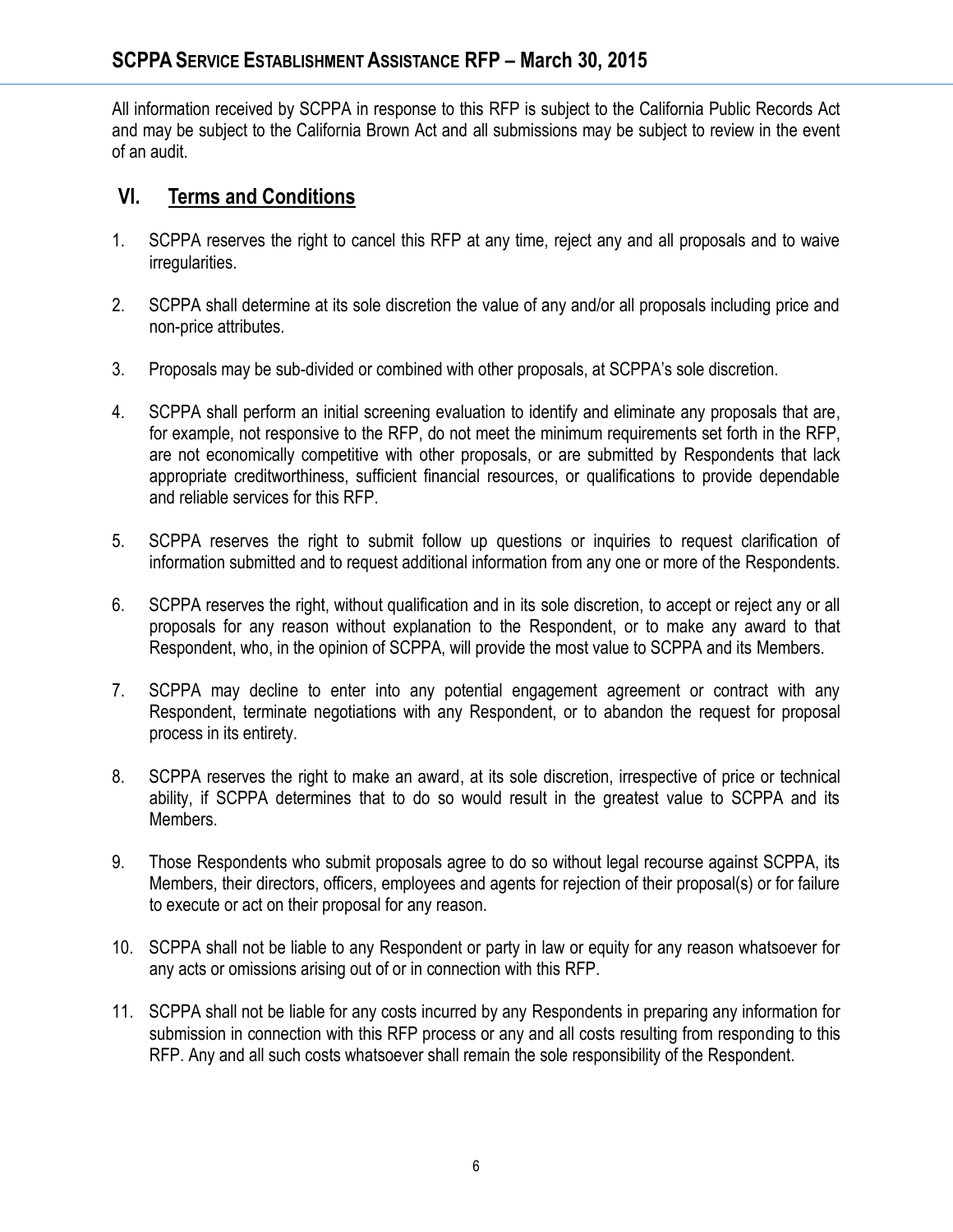All information received by SCPPA in response to this RFP is subject to the California Public Records Act and may be subject to the California Brown Act and all submissions may be subject to review in the event of an audit.

## VI. Terms and Conditions

1. SCPPA reserves the right to cancel this RFP at any time, reject any and all proposals and to waive irregularities.

2. SCPPA shall determine at its sole discretion the value of any and/or all proposals including price and non-price attributes.

3. Proposals may be sub-divided or combined with other proposals, at SCPPA's sole discretion.

4. SCPPA shall perform an initial screening evaluation to identify and eliminate any proposals that are, for example, not responsive to the RFP, do not meet the minimum requirements set forth in the RFP, are not economically competitive with other proposals, or are submitted by Respondents that lack appropriate creditworthiness, sufficient financial resources, or qualifications to provide dependable and reliable services for this RFP.

5. SCPPA reserves the right to submit follow up questions or inquiries to request clarification of information submitted and to request additional information from any one or more of the Respondents.

6. SCPPA reserves the right, without qualification and in its sole discretion, to accept or reject any or all proposals for any reason without explanation to the Respondent, or to make any award to that Respondent, who, in the opinion of SCPPA, will provide the most value to SCPPA and its Members.

7. SCPPA may decline to enter into any potential engagement agreement or contract with any Respondent, terminate negotiations with any Respondent, or to abandon the request for proposal process in its entirety.

8. SCPPA reserves the right to make an award, at its sole discretion, irrespective of price or technical ability, if SCPPA determines that to do so would result in the greatest value to SCPPA and its Members.

9. Those Respondents who submit proposals agree to do so without legal recourse against SCPPA, its Members, their directors, officers, employees and agents for rejection of their proposal(s) or for failure to execute or act on their proposal for any reason.

10. SCPPA shall not be liable to any Respondent or party in law or equity for any reason whatsoever for any acts or omissions arising out of or in connection with this RFP.

11. SCPPA shall not be liable for any costs incurred by any Respondents in preparing any information for submission in connection with this RFP process or any and all costs resulting from responding to this RFP. Any and all such costs whatsoever shall remain the sole responsibility of the Respondent.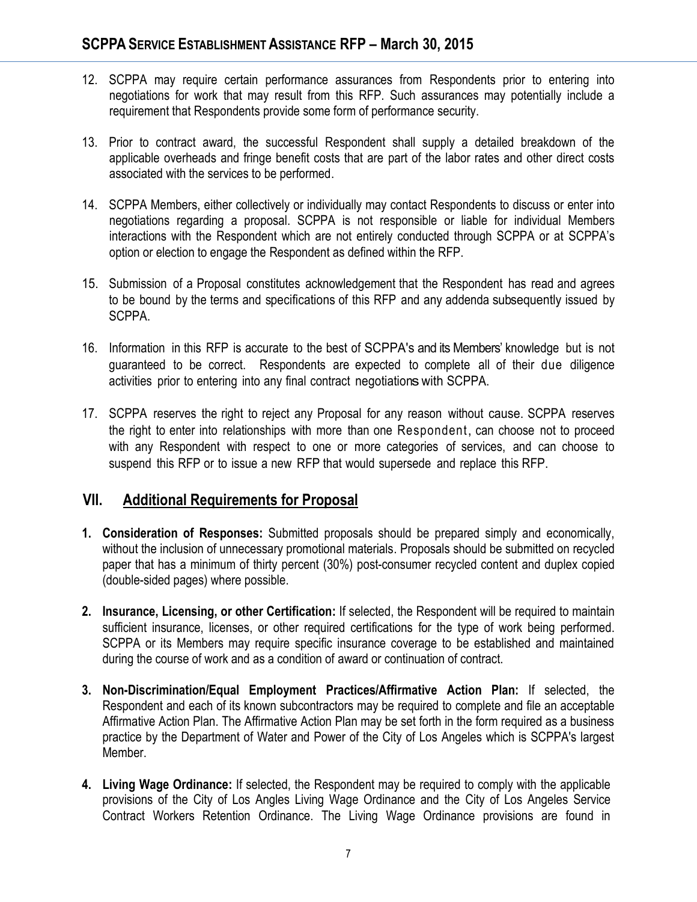12. SCPPA may require certain performance assurances from Respondents prior to entering into negotiations for work that may result from this RFP. Such assurances may potentially include a requirement that Respondents provide some form of performance security.

13. Prior to contract award, the successful Respondent shall supply a detailed breakdown of the applicable overheads and fringe benefit costs that are part of the labor rates and other direct costs associated with the services to be performed.

14. SCPPA Members, either collectively or individually may contact Respondents to discuss or enter into negotiations regarding a proposal. SCPPA is not responsible or liable for individual Members interactions with the Respondent which are not entirely conducted through SCPPA or at SCPPA's option or election to engage the Respondent as defined within the RFP.

15. Submission of a Proposal constitutes acknowledgement that the Respondent has read and agrees to be bound by the terms and specifications of this RFP and any addenda subsequently issued by SCPPA.

16. Information in this RFP is accurate to the best of SCPPA's and its Members' knowledge but is not guaranteed to be correct. Respondents are expected to complete all of their due diligence activities prior to entering into any final contract negotiations with SCPPA.

17. SCPPA reserves the right to reject any Proposal for any reason without cause. SCPPA reserves the right to enter into relationships with more than one Respondent, can choose not to proceed with any Respondent with respect to one or more categories of services, and can choose to suspend this RFP or to issue a new RFP that would supersede and replace this RFP.

## VII. Additional Requirements for Proposal

1. **Consideration of Responses:** Submitted proposals should be prepared simply and economically, without the inclusion of unnecessary promotional materials. Proposals should be submitted on recycled paper that has a minimum of thirty percent (30%) post-consumer recycled content and duplex copied (double-sided pages) where possible.

2. **Insurance, Licensing, or other Certification:** If selected, the Respondent will be required to maintain sufficient insurance, licenses, or other required certifications for the type of work being performed. SCPPA or its Members may require specific insurance coverage to be established and maintained during the course of work and as a condition of award or continuation of contract.

3. **Non-Discrimination/Equal Employment Practices/Affirmative Action Plan:** If selected, the Respondent and each of its known subcontractors may be required to complete and file an acceptable Affirmative Action Plan. The Affirmative Action Plan may be set forth in the form required as a business practice by the Department of Water and Power of the City of Los Angeles which is SCPPA's largest Member.

4. **Living Wage Ordinance:** If selected, the Respondent may be required to comply with the applicable provisions of the City of Los Angles Living Wage Ordinance and the City of Los Angeles Service Contract Workers Retention Ordinance. The Living Wage Ordinance provisions are found in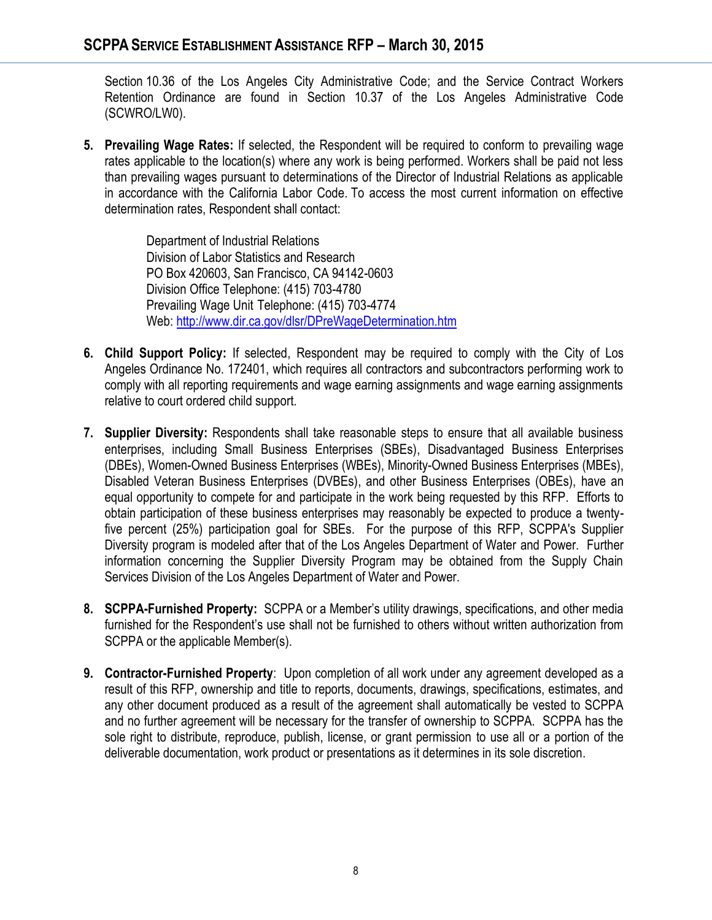Section 10.36 of the Los Angeles City Administrative Code; and the Service Contract Workers Retention Ordinance are found in Section 10.37 of the Los Angeles Administrative Code (SCWRO/LW0).

5. **Prevailing Wage Rates:** If selected, the Respondent will be required to conform to prevailing wage rates applicable to the location(s) where any work is being performed. Workers shall be paid not less than prevailing wages pursuant to determinations of the Director of Industrial Relations as applicable in accordance with the California Labor Code. To access the most current information on effective determination rates, Respondent shall contact:

   Department of Industrial Relations
   Division of Labor Statistics and Research
   PO Box 420603, San Francisco, CA 94142-0603
   Division Office Telephone: (415) 703-4780
   Prevailing Wage Unit Telephone: (415) 703-4774
   Web: [http://www.dir.ca.gov/dlsr/DPreWageDetermination.htm](http://www.dir.ca.gov/dlsr/DPreWageDetermination.htm)

6. **Child Support Policy:** If selected, Respondent may be required to comply with the City of Los Angeles Ordinance No. 172401, which requires all contractors and subcontractors performing work to comply with all reporting requirements and wage earning assignments and wage earning assignments relative to court ordered child support.

7. **Supplier Diversity:** Respondents shall take reasonable steps to ensure that all available business enterprises, including Small Business Enterprises (SBEs), Disadvantaged Business Enterprises (DBEs), Women-Owned Business Enterprises (WBEs), Minority-Owned Business Enterprises (MBEs), Disabled Veteran Business Enterprises (DVBEs), and other Business Enterprises (OBEs), have an equal opportunity to compete for and participate in the work being requested by this RFP. Efforts to obtain participation of these business enterprises may reasonably be expected to produce a twenty-five percent (25%) participation goal for SBEs. For the purpose of this RFP, SCPPA's Supplier Diversity program is modeled after that of the Los Angeles Department of Water and Power. Further information concerning the Supplier Diversity Program may be obtained from the Supply Chain Services Division of the Los Angeles Department of Water and Power.

8. **SCPPA-Furnished Property:** SCPPA or a Member's utility drawings, specifications, and other media furnished for the Respondent's use shall not be furnished to others without written authorization from SCPPA or the applicable Member(s).

9. **Contractor-Furnished Property**: Upon completion of all work under any agreement developed as a result of this RFP, ownership and title to reports, documents, drawings, specifications, estimates, and any other document produced as a result of the agreement shall automatically be vested to SCPPA and no further agreement will be necessary for the transfer of ownership to SCPPA. SCPPA has the sole right to distribute, reproduce, publish, license, or grant permission to use all or a portion of the deliverable documentation, work product or presentations as it determines in its sole discretion.